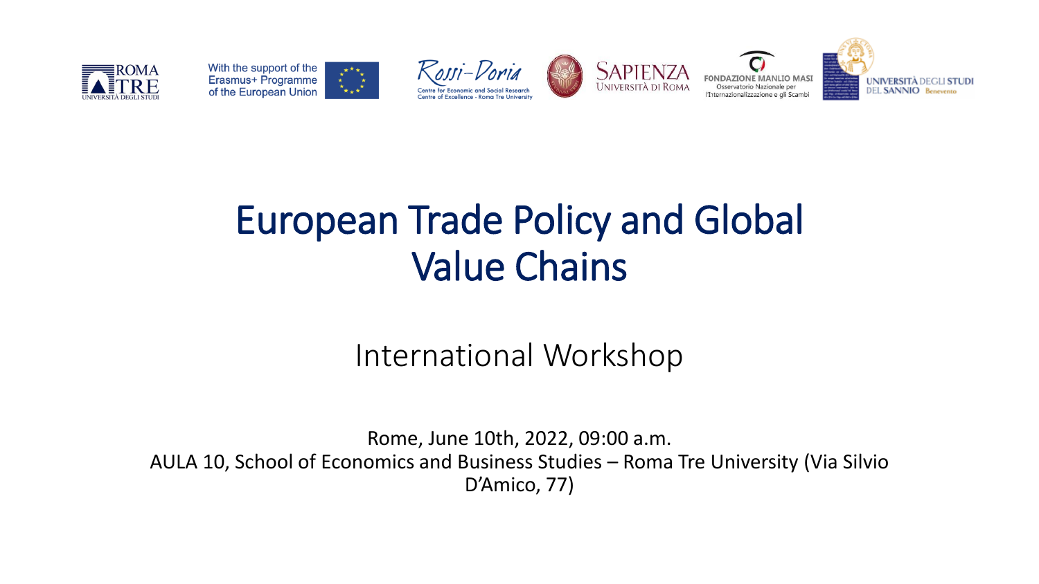With the support of the Erasmus+ Programme of the European Union

Rossi-Doria Centre for Economic and Social Research Centre of Excellence - Roma Tre University

SAPIENZA UNIVERSITÀ DI ROMA

FONDAZIONE MANLIO MASI Osservatorio Nazionale per l'Internazionalizzazione e gli Scambi

UNIVERSITÀ DEGLI STUDI DEL SANNIO Benevento

# European Trade Policy and Global Value Chains

## International Workshop

Rome, June 10th, 2022, 09:00 a.m.
AULA 10, School of Economics and Business Studies – Roma Tre University (Via Silvio D'Amico, 77)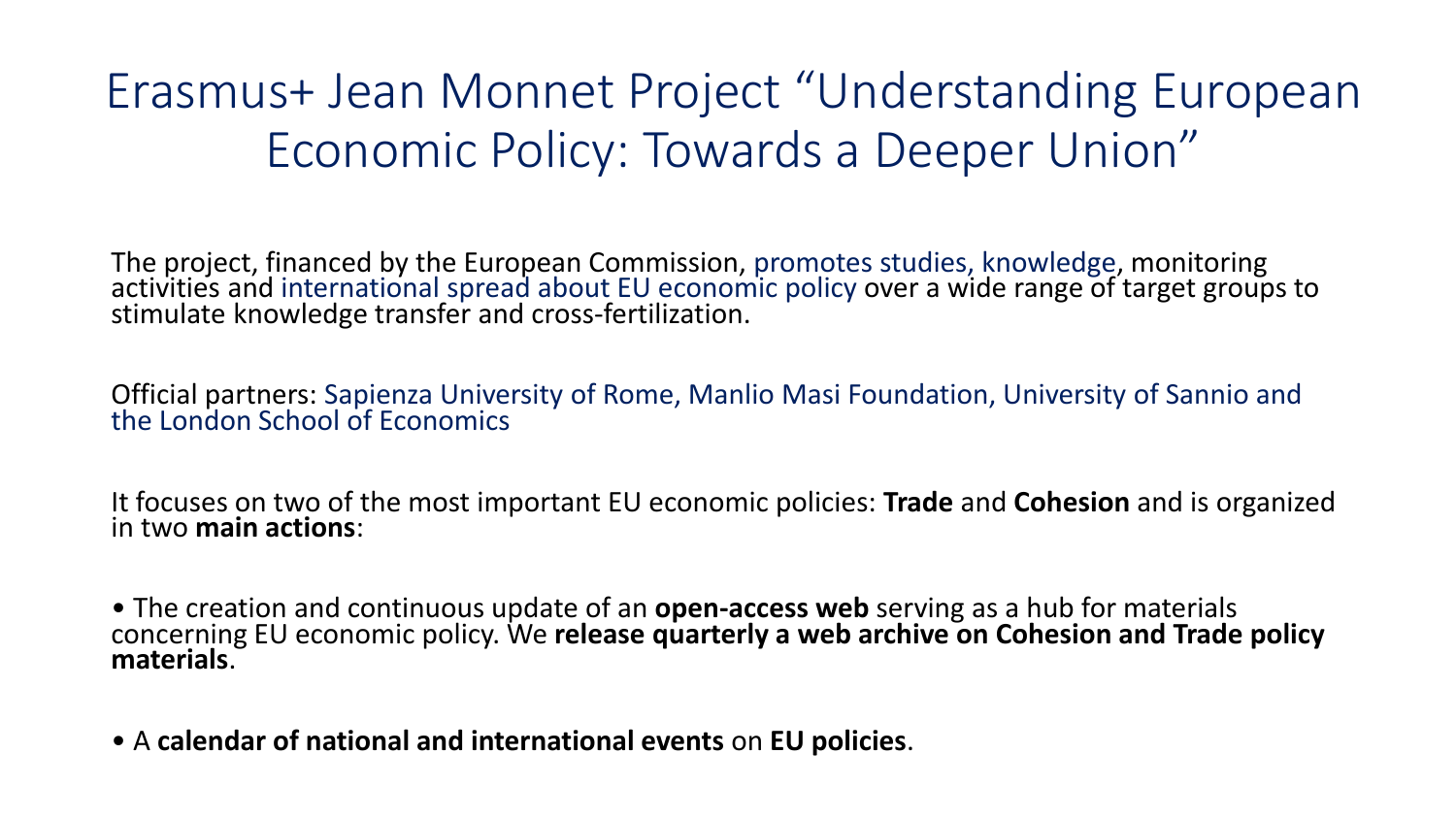# Erasmus+ Jean Monnet Project "Understanding European Economic Policy: Towards a Deeper Union"

The project, financed by the European Commission, promotes studies, knowledge, monitoring activities and international spread about EU economic policy over a wide range of target groups to stimulate knowledge transfer and cross-fertilization.

Official partners: Sapienza University of Rome, Manlio Masi Foundation, University of Sannio and the London School of Economics

It focuses on two of the most important EU economic policies: **Trade** and **Cohesion** and is organized in two **main actions**:

- The creation and continuous update of an **open-access web** serving as a hub for materials concerning EU economic policy. We **release quarterly a web archive on Cohesion and Trade policy materials**.

- A **calendar of national and international events** on **EU policies**.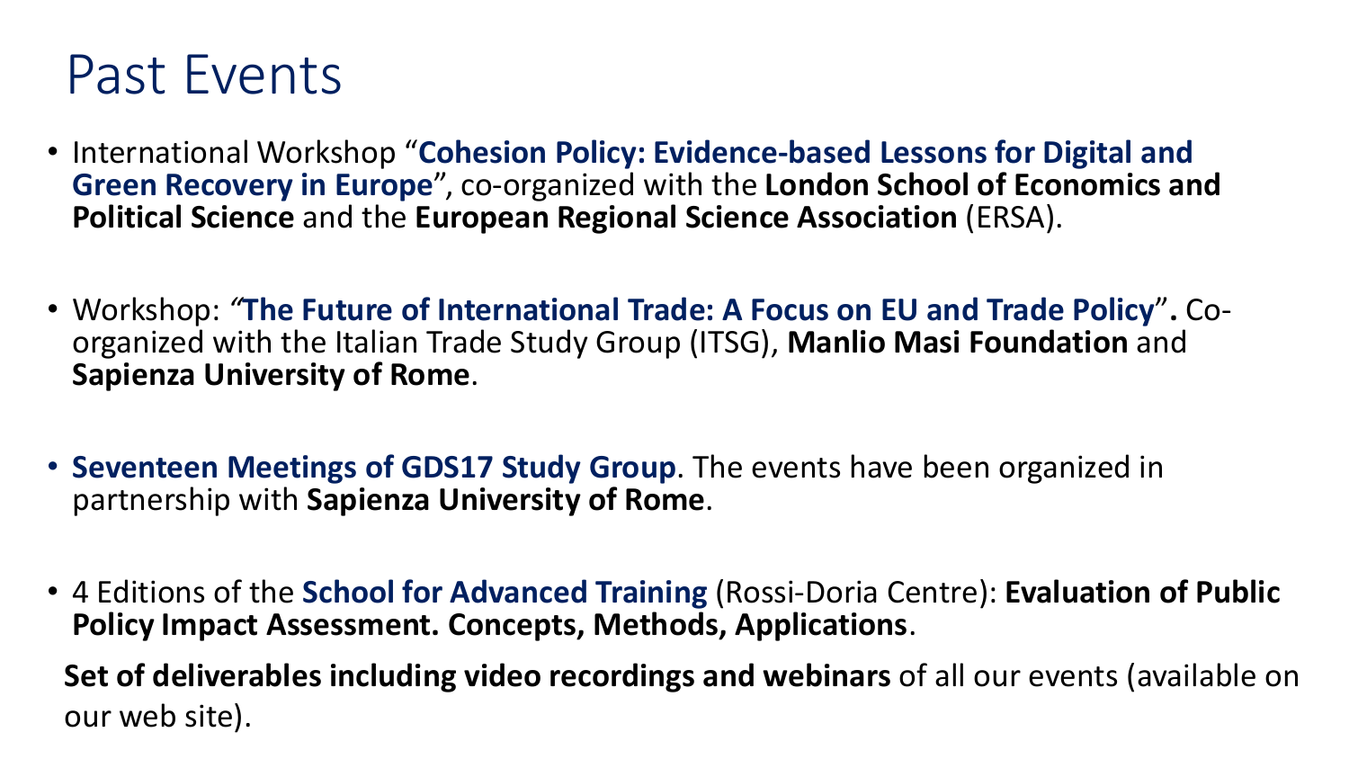# Past Events

- International Workshop "**Cohesion Policy: Evidence-based Lessons for Digital and Green Recovery in Europe**", co-organized with the **London School of Economics and Political Science** and the **European Regional Science Association** (ERSA).

- Workshop: "**The Future of International Trade: A Focus on EU and Trade Policy**"**.** Co-organized with the Italian Trade Study Group (ITSG), **Manlio Masi Foundation** and **Sapienza University of Rome**.

- **Seventeen Meetings of GDS17 Study Group**. The events have been organized in partnership with **Sapienza University of Rome**.

- 4 Editions of the **School for Advanced Training** (Rossi-Doria Centre): **Evaluation of Public Policy Impact Assessment. Concepts, Methods, Applications**.

**Set of deliverables including video recordings and webinars** of all our events (available on our web site).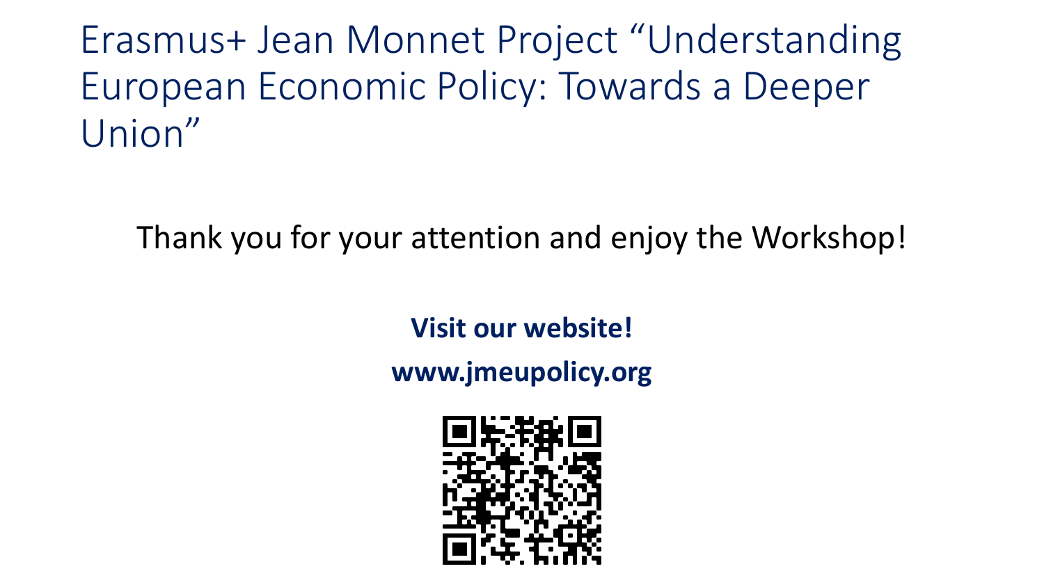# Erasmus+ Jean Monnet Project "Understanding European Economic Policy: Towards a Deeper Union"

Thank you for your attention and enjoy the Workshop!

**Visit our website!**

**www.jmeupolicy.org**